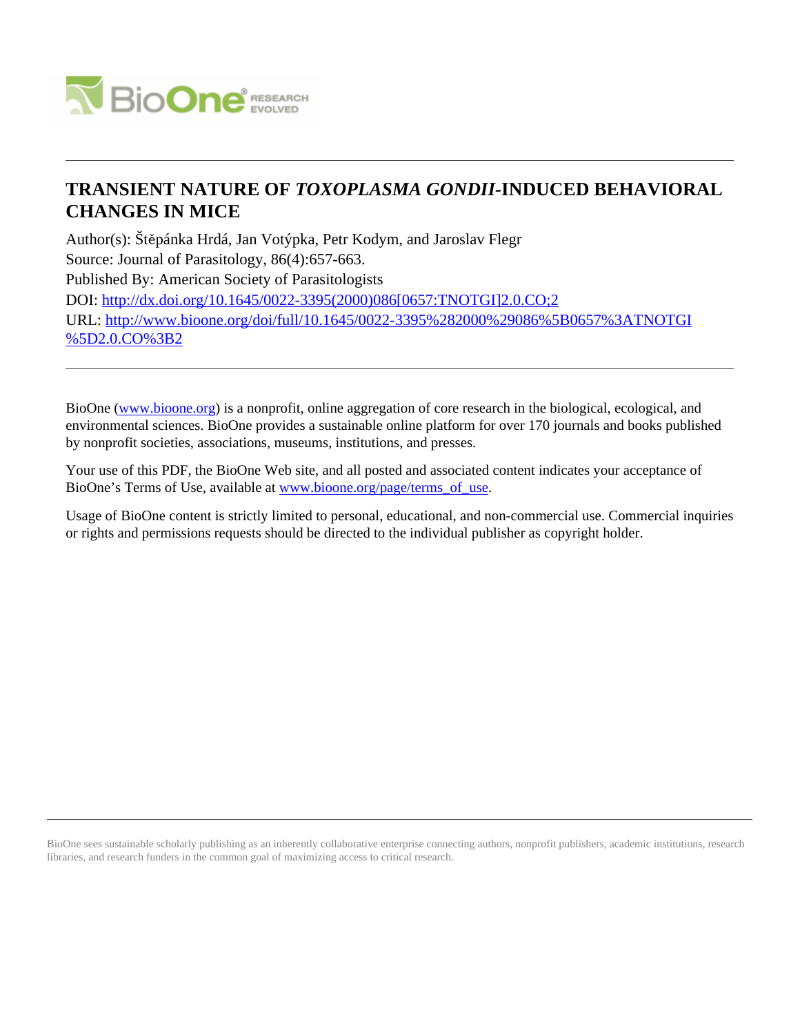# TRANSIENT NATURE OF *TOXOPLASMA GONDII*-INDUCED BEHAVIORAL CHANGES IN MICE

Author(s): Štěpánka Hrdá, Jan Votýpka, Petr Kodym, and Jaroslav Flegr

Source: Journal of Parasitology, 86(4):657-663.

Published By: American Society of Parasitologists

DOI: http://dx.doi.org/10.1645/0022-3395(2000)086[0657:TNOTGI]2.0.CO;2

URL: http://www.bioone.org/doi/full/10.1645/0022-3395%282000%29086%5B0657%3ATNOTGI%5D2.0.CO%3B2

BioOne (www.bioone.org) is a nonprofit, online aggregation of core research in the biological, ecological, and environmental sciences. BioOne provides a sustainable online platform for over 170 journals and books published by nonprofit societies, associations, museums, institutions, and presses.

Your use of this PDF, the BioOne Web site, and all posted and associated content indicates your acceptance of BioOne's Terms of Use, available at www.bioone.org/page/terms_of_use.

Usage of BioOne content is strictly limited to personal, educational, and non-commercial use. Commercial inquiries or rights and permissions requests should be directed to the individual publisher as copyright holder.

BioOne sees sustainable scholarly publishing as an inherently collaborative enterprise connecting authors, nonprofit publishers, academic institutions, research libraries, and research funders in the common goal of maximizing access to critical research.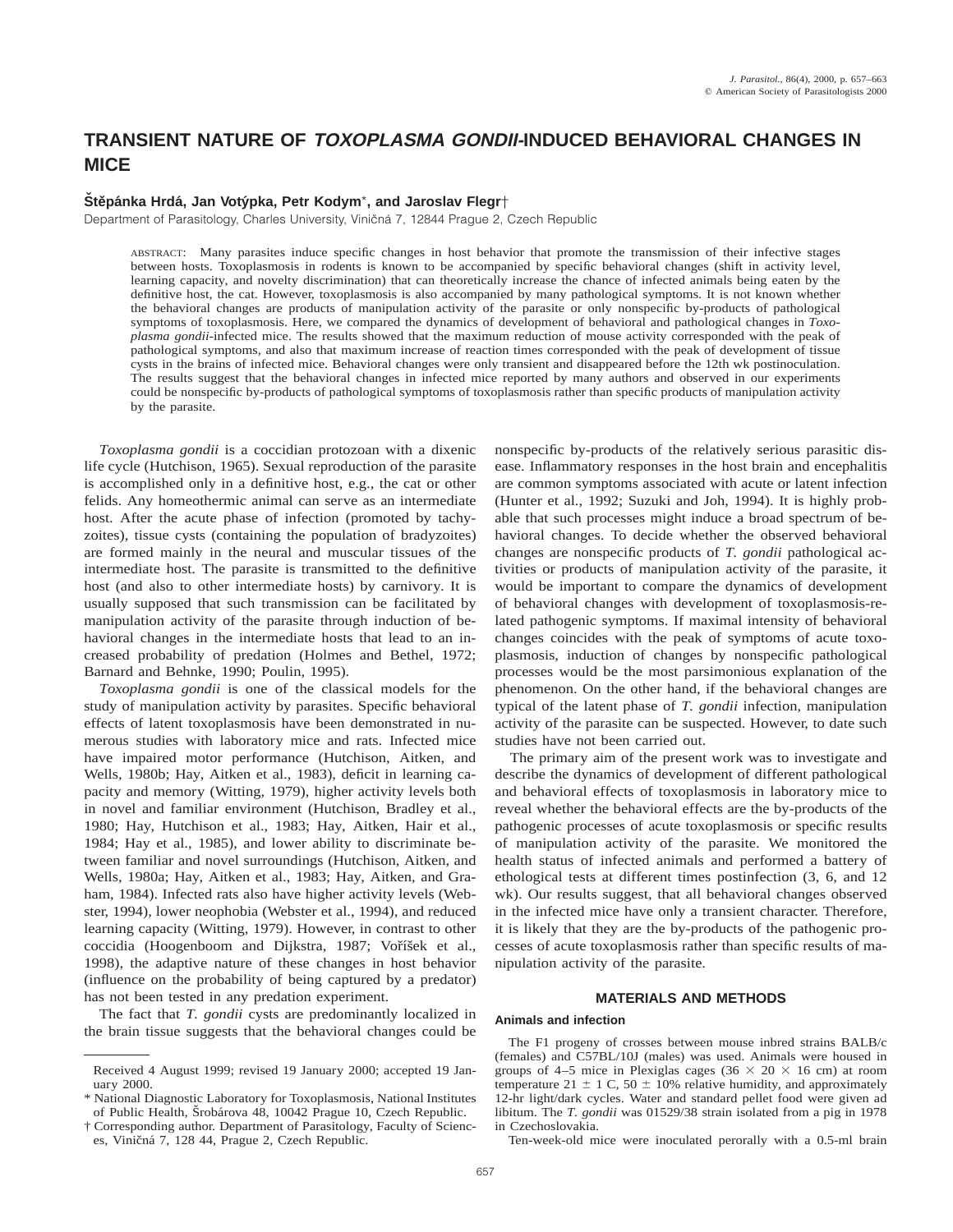# TRANSIENT NATURE OF *TOXOPLASMA GONDII*-INDUCED BEHAVIORAL CHANGES IN MICE

**Štěpánka Hrdá, Jan Votýpka, Petr Kodym*, and Jaroslav Flegr†**

Department of Parasitology, Charles University, Viničná 7, 12844 Prague 2, Czech Republic

ABSTRACT: Many parasites induce specific changes in host behavior that promote the transmission of their infective stages between hosts. Toxoplasmosis in rodents is known to be accompanied by specific behavioral changes (shift in activity level, learning capacity, and novelty discrimination) that can theoretically increase the chance of infected animals being eaten by the definitive host, the cat. However, toxoplasmosis is also accompanied by many pathological symptoms. It is not known whether the behavioral changes are products of manipulation activity of the parasite or only nonspecific by-products of pathological symptoms of toxoplasmosis. Here, we compared the dynamics of development of behavioral and pathological changes in *Toxoplasma gondii*-infected mice. The results showed that the maximum reduction of mouse activity corresponded with the peak of pathological symptoms, and also that maximum increase of reaction times corresponded with the peak of development of tissue cysts in the brains of infected mice. Behavioral changes were only transient and disappeared before the 12th wk postinoculation. The results suggest that the behavioral changes in infected mice reported by many authors and observed in our experiments could be nonspecific by-products of pathological symptoms of toxoplasmosis rather than specific products of manipulation activity by the parasite.

*Toxoplasma gondii* is a coccidian protozoan with a dixenic life cycle (Hutchison, 1965). Sexual reproduction of the parasite is accomplished only in a definitive host, e.g., the cat or other felids. Any homeothermic animal can serve as an intermediate host. After the acute phase of infection (promoted by tachyzoites), tissue cysts (containing the population of bradyzoites) are formed mainly in the neural and muscular tissues of the intermediate host. The parasite is transmitted to the definitive host (and also to other intermediate hosts) by carnivory. It is usually supposed that such transmission can be facilitated by manipulation activity of the parasite through induction of behavioral changes in the intermediate hosts that lead to an increased probability of predation (Holmes and Bethel, 1972; Barnard and Behnke, 1990; Poulin, 1995).

*Toxoplasma gondii* is one of the classical models for the study of manipulation activity by parasites. Specific behavioral effects of latent toxoplasmosis have been demonstrated in numerous studies with laboratory mice and rats. Infected mice have impaired motor performance (Hutchison, Aitken, and Wells, 1980b; Hay, Aitken et al., 1983), deficit in learning capacity and memory (Witting, 1979), higher activity levels both in novel and familiar environment (Hutchison, Bradley et al., 1980; Hay, Hutchison et al., 1983; Hay, Aitken, Hair et al., 1984; Hay et al., 1985), and lower ability to discriminate between familiar and novel surroundings (Hutchison, Aitken, and Wells, 1980a; Hay, Aitken et al., 1983; Hay, Aitken, and Graham, 1984). Infected rats also have higher activity levels (Webster, 1994), lower neophobia (Webster et al., 1994), and reduced learning capacity (Witting, 1979). However, in contrast to other coccidia (Hoogenboom and Dijkstra, 1987; Voříšek et al., 1998), the adaptive nature of these changes in host behavior (influence on the probability of being captured by a predator) has not been tested in any predation experiment.

The fact that *T. gondii* cysts are predominantly localized in the brain tissue suggests that the behavioral changes could be nonspecific by-products of the relatively serious parasitic disease. Inflammatory responses in the host brain and encephalitis are common symptoms associated with acute or latent infection (Hunter et al., 1992; Suzuki and Joh, 1994). It is highly probable that such processes might induce a broad spectrum of behavioral changes. To decide whether the observed behavioral changes are nonspecific products of *T. gondii* pathological activities or products of manipulation activity of the parasite, it would be important to compare the dynamics of development of behavioral changes with development of toxoplasmosis-related pathogenic symptoms. If maximal intensity of behavioral changes coincides with the peak of symptoms of acute toxoplasmosis, induction of changes by nonspecific pathological processes would be the most parsimonious explanation of the phenomenon. On the other hand, if the behavioral changes are typical of the latent phase of *T. gondii* infection, manipulation activity of the parasite can be suspected. However, to date such studies have not been carried out.

The primary aim of the present work was to investigate and describe the dynamics of development of different pathological and behavioral effects of toxoplasmosis in laboratory mice to reveal whether the behavioral effects are the by-products of the pathogenic processes of acute toxoplasmosis or specific results of manipulation activity of the parasite. We monitored the health status of infected animals and performed a battery of ethological tests at different times postinfection (3, 6, and 12 wk). Our results suggest, that all behavioral changes observed in the infected mice have only a transient character. Therefore, it is likely that they are the by-products of the pathogenic processes of acute toxoplasmosis rather than specific results of manipulation activity of the parasite.

## MATERIALS AND METHODS

### Animals and infection

The F1 progeny of crosses between mouse inbred strains BALB/c (females) and C57BL/10J (males) was used. Animals were housed in groups of 4–5 mice in Plexiglas cages (36 × 20 × 16 cm) at room temperature 21 ± 1 C, 50 ± 10% relative humidity, and approximately 12-hr light/dark cycles. Water and standard pellet food were given ad libitum. The *T. gondii* was 01529/38 strain isolated from a pig in 1978 in Czechoslovakia.

Ten-week-old mice were inoculated perorally with a 0.5-ml brain

Received 4 August 1999; revised 19 January 2000; accepted 19 January 2000.

\* National Diagnostic Laboratory for Toxoplasmosis, National Institutes of Public Health, Šrobárova 48, 10042 Prague 10, Czech Republic.

† Corresponding author. Department of Parasitology, Faculty of Sciences, Viničná 7, 128 44, Prague 2, Czech Republic.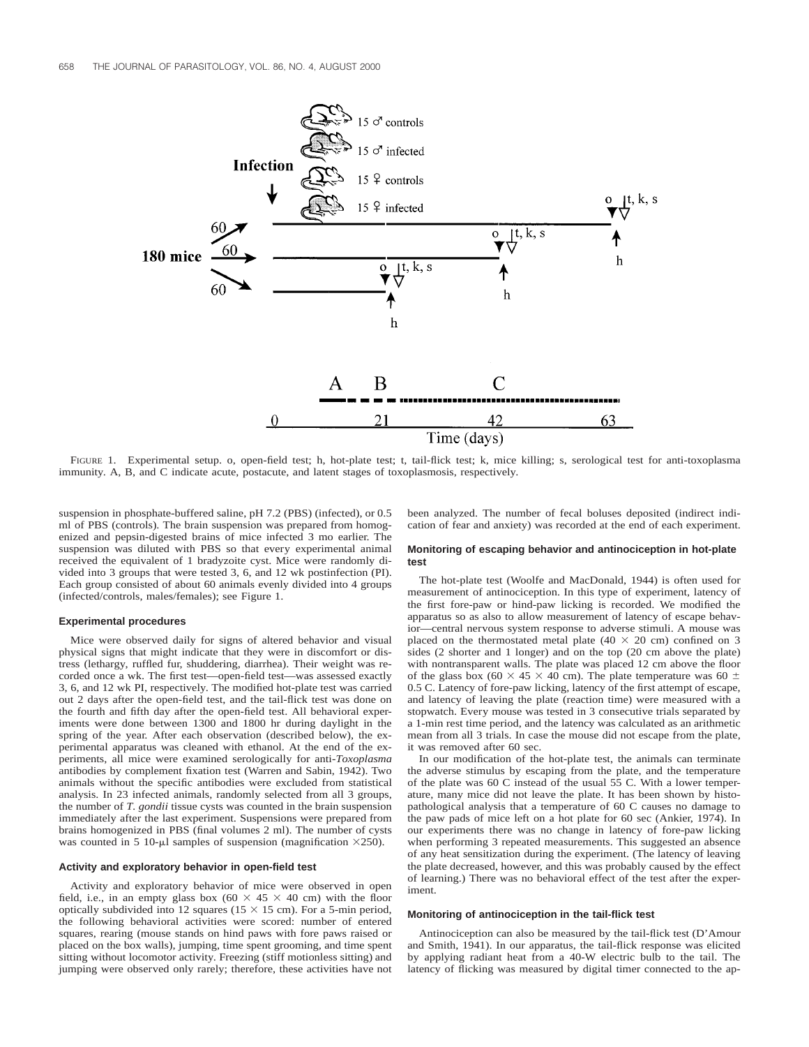FIGURE 1. Experimental setup. o, open-field test; h, hot-plate test; t, tail-flick test; k, mice killing; s, serological test for anti-toxoplasma immunity. A, B, and C indicate acute, postacute, and latent stages of toxoplasmosis, respectively.

suspension in phosphate-buffered saline, pH 7.2 (PBS) (infected), or 0.5 ml of PBS (controls). The brain suspension was prepared from homogenized and pepsin-digested brains of mice infected 3 mo earlier. The suspension was diluted with PBS so that every experimental animal received the equivalent of 1 bradyzoite cyst. Mice were randomly divided into 3 groups that were tested 3, 6, and 12 wk postinfection (PI). Each group consisted of about 60 animals evenly divided into 4 groups (infected/controls, males/females); see Figure 1.

### Experimental procedures

Mice were observed daily for signs of altered behavior and visual physical signs that might indicate that they were in discomfort or distress (lethargy, ruffled fur, shuddering, diarrhea). Their weight was recorded once a wk. The first test—open-field test—was assessed exactly 3, 6, and 12 wk PI, respectively. The modified hot-plate test was carried out 2 days after the open-field test, and the tail-flick test was done on the fourth and fifth day after the open-field test. All behavioral experiments were done between 1300 and 1800 hr during daylight in the spring of the year. After each observation (described below), the experimental apparatus was cleaned with ethanol. At the end of the experiments, all mice were examined serologically for anti-*Toxoplasma* antibodies by complement fixation test (Warren and Sabin, 1942). Two animals without the specific antibodies were excluded from statistical analysis. In 23 infected animals, randomly selected from all 3 groups, the number of *T. gondii* tissue cysts was counted in the brain suspension immediately after the last experiment. Suspensions were prepared from brains homogenized in PBS (final volumes 2 ml). The number of cysts was counted in 5 10-μl samples of suspension (magnification ×250).

### Activity and exploratory behavior in open-field test

Activity and exploratory behavior of mice were observed in open field, i.e., in an empty glass box (60 × 45 × 40 cm) with the floor optically subdivided into 12 squares (15 × 15 cm). For a 5-min period, the following behavioral activities were scored: number of entered squares, rearing (mouse stands on hind paws with fore paws raised or placed on the box walls), jumping, time spent grooming, and time spent sitting without locomotor activity. Freezing (stiff motionless sitting) and jumping were observed only rarely; therefore, these activities have not been analyzed. The number of fecal boluses deposited (indirect indication of fear and anxiety) was recorded at the end of each experiment.

### Monitoring of escaping behavior and antinociception in hot-plate test

The hot-plate test (Woolfe and MacDonald, 1944) is often used for measurement of antinociception. In this type of experiment, latency of the first fore-paw or hind-paw licking is recorded. We modified the apparatus so as also to allow measurement of latency of escape behavior—central nervous system response to adverse stimuli. A mouse was placed on the thermostated metal plate (40 × 20 cm) confined on 3 sides (2 shorter and 1 longer) and on the top (20 cm above the plate) with nontransparent walls. The plate was placed 12 cm above the floor of the glass box (60 × 45 × 40 cm). The plate temperature was 60 ± 0.5 C. Latency of fore-paw licking, latency of the first attempt of escape, and latency of leaving the plate (reaction time) were measured with a stopwatch. Every mouse was tested in 3 consecutive trials separated by a 1-min rest time period, and the latency was calculated as an arithmetic mean from all 3 trials. In case the mouse did not escape from the plate, it was removed after 60 sec.

In our modification of the hot-plate test, the animals can terminate the adverse stimulus by escaping from the plate, and the temperature of the plate was 60 C instead of the usual 55 C. With a lower temperature, many mice did not leave the plate. It has been shown by histopathological analysis that a temperature of 60 C causes no damage to the paw pads of mice left on a hot plate for 60 sec (Ankier, 1974). In our experiments there was no change in latency of fore-paw licking when performing 3 repeated measurements. This suggested an absence of any heat sensitization during the experiment. (The latency of leaving the plate decreased, however, and this was probably caused by the effect of learning.) There was no behavioral effect of the test after the experiment.

### Monitoring of antinociception in the tail-flick test

Antinociception can also be measured by the tail-flick test (D'Amour and Smith, 1941). In our apparatus, the tail-flick response was elicited by applying radiant heat from a 40-W electric bulb to the tail. The latency of flicking was measured by digital timer connected to the ap-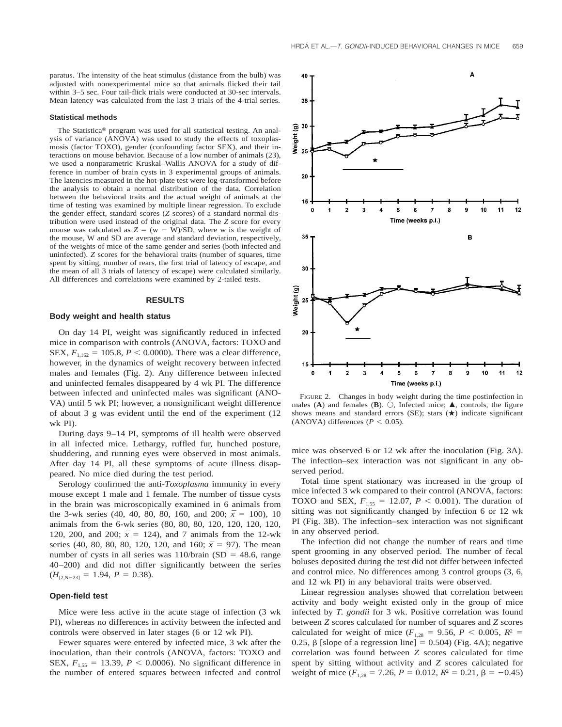paratus. The intensity of the heat stimulus (distance from the bulb) was adjusted with nonexperimental mice so that animals flicked their tail within 3–5 sec. Four tail-flick trials were conducted at 30-sec intervals. Mean latency was calculated from the last 3 trials of the 4-trial series.

### Statistical methods

The Statistica® program was used for all statistical testing. An analysis of variance (ANOVA) was used to study the effects of toxoplasmosis (factor TOXO), gender (confounding factor SEX), and their interactions on mouse behavior. Because of a low number of animals (23), we used a nonparametric Kruskal–Wallis ANOVA for a study of difference in number of brain cysts in 3 experimental groups of animals. The latencies measured in the hot-plate test were log-transformed before the analysis to obtain a normal distribution of the data. Correlation between the behavioral traits and the actual weight of animals at the time of testing was examined by multiple linear regression. To exclude the gender effect, standard scores (*Z* scores) of a standard normal distribution were used instead of the original data. The *Z* score for every mouse was calculated as $Z = (w - W)/SD$, where w is the weight of the mouse, W and SD are average and standard deviation, respectively, of the weights of mice of the same gender and series (both infected and uninfected). *Z* scores for the behavioral traits (number of squares, time spent by sitting, number of rears, the first trial of latency of escape, and the mean of all 3 trials of latency of escape) were calculated similarly. All differences and correlations were examined by 2-tailed tests.

## RESULTS

### Body weight and health status

On day 14 PI, weight was significantly reduced in infected mice in comparison with controls (ANOVA, factors: TOXO and SEX, $F_{1,162} = 105.8$, $P < 0.0000$). There was a clear difference, however, in the dynamics of weight recovery between infected males and females (Fig. 2). Any difference between infected and uninfected females disappeared by 4 wk PI. The difference between infected and uninfected males was significant (ANOVA) until 5 wk PI; however, a nonsignificant weight difference of about 3 g was evident until the end of the experiment (12 wk PI).

During days 9–14 PI, symptoms of ill health were observed in all infected mice. Lethargy, ruffled fur, hunched posture, shuddering, and running eyes were observed in most animals. After day 14 PI, all these symptoms of acute illness disappeared. No mice died during the test period.

Serology confirmed the anti-*Toxoplasma* immunity in every mouse except 1 male and 1 female. The number of tissue cysts in the brain was microscopically examined in 6 animals from the 3-wk series (40, 40, 80, 80, 160, and 200; $\bar{x} = 100$), 10 animals from the 6-wk series (80, 80, 80, 120, 120, 120, 120, 120, 200, and 200; $\bar{x} = 124$), and 7 animals from the 12-wk series (40, 80, 80, 80, 120, 120, and 160; $\bar{x} = 97$). The mean number of cysts in all series was 110/brain (SD = 48.6, range 40–200) and did not differ significantly between the series ($H_{[2,N=23]} = 1.94$, $P = 0.38$).

### Open-field test

Mice were less active in the acute stage of infection (3 wk PI), whereas no differences in activity between the infected and controls were observed in later stages (6 or 12 wk PI).

Fewer squares were entered by infected mice, 3 wk after the inoculation, than their controls (ANOVA, factors: TOXO and SEX, $F_{1,55} = 13.39$, $P < 0.0006$). No significant difference in the number of entered squares between infected and control mice was observed 6 or 12 wk after the inoculation (Fig. 3A). The infection–sex interaction was not significant in any observed period.

Total time spent stationary was increased in the group of mice infected 3 wk compared to their control (ANOVA, factors: TOXO and SEX, $F_{1,55} = 12.07$, $P < 0.001$). The duration of sitting was not significantly changed by infection 6 or 12 wk PI (Fig. 3B). The infection–sex interaction was not significant in any observed period.

The infection did not change the number of rears and time spent grooming in any observed period. The number of fecal boluses deposited during the test did not differ between infected and control mice. No differences among 3 control groups (3, 6, and 12 wk PI) in any behavioral traits were observed.

Linear regression analyses showed that correlation between activity and body weight existed only in the group of mice infected by *T. gondii* for 3 wk. Positive correlation was found between *Z* scores calculated for number of squares and *Z* scores calculated for weight of mice ($F_{1,28} = 9.56$, $P < 0.005$, $R^2 = 0.25$, β [slope of a regression line] = 0.504) (Fig. 4A); negative correlation was found between *Z* scores calculated for time spent by sitting without activity and *Z* scores calculated for weight of mice ($F_{1,28} = 7.26$, $P = 0.012$, $R^2 = 0.21$, $\beta = -0.45$)

FIGURE 2. Changes in body weight during the time postinfection in males (**A**) and females (**B**). ○, Infected mice; ▲, controls, the figure shows means and standard errors (SE); stars (★) indicate significant (ANOVA) differences ($P < 0.05$).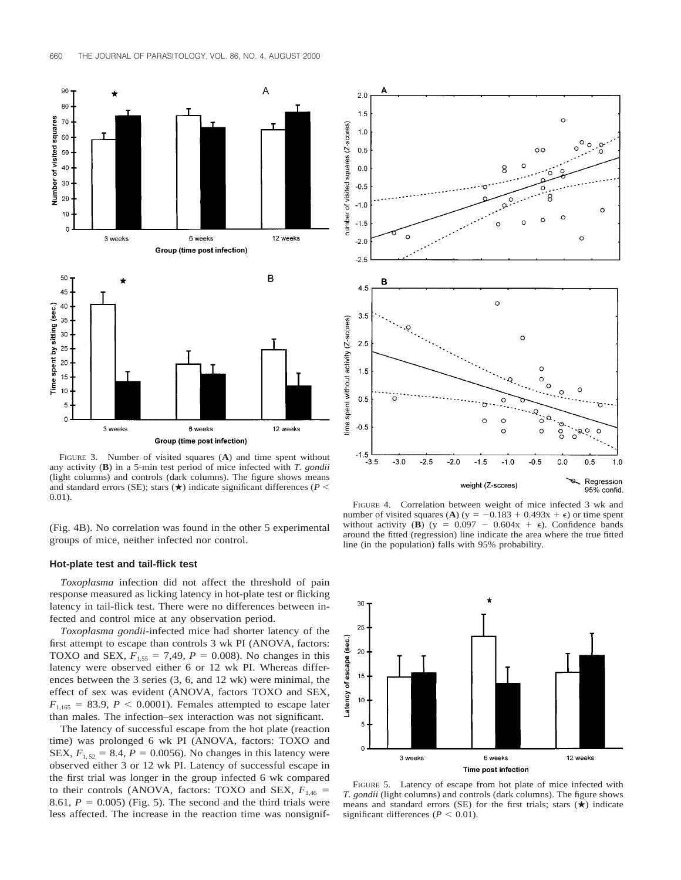FIGURE 3. Number of visited squares (**A**) and time spent without any activity (**B**) in a 5-min test period of mice infected with *T. gondii* (light columns) and controls (dark columns). The figure shows means and standard errors (SE); stars (★) indicate significant differences ($P < 0.01$).

FIGURE 4. Correlation between weight of mice infected 3 wk and number of visited squares (**A**) ($y = -0.183 + 0.493x + \epsilon$) or time spent without activity (**B**) ($y = 0.097 - 0.604x + \epsilon$). Confidence bands around the fitted (regression) line indicate the area where the true fitted line (in the population) falls with 95% probability.

(Fig. 4B). No correlation was found in the other 5 experimental groups of mice, neither infected nor control.

### Hot-plate test and tail-flick test

*Toxoplasma* infection did not affect the threshold of pain response measured as licking latency in hot-plate test or flicking latency in tail-flick test. There were no differences between infected and control mice at any observation period.

*Toxoplasma gondii*-infected mice had shorter latency of the first attempt to escape than controls 3 wk PI (ANOVA, factors: TOXO and SEX, $F_{1,55} = 7{,}49$, $P = 0.008$). No changes in this latency were observed either 6 or 12 wk PI. Whereas differences between the 3 series (3, 6, and 12 wk) were minimal, the effect of sex was evident (ANOVA, factors TOXO and SEX, $F_{1,165} = 83.9$, $P < 0.0001$). Females attempted to escape later than males. The infection–sex interaction was not significant.

The latency of successful escape from the hot plate (reaction time) was prolonged 6 wk PI (ANOVA, factors: TOXO and SEX, $F_{1,52} = 8.4$, $P = 0.0056$). No changes in this latency were observed either 3 or 12 wk PI. Latency of successful escape in the first trial was longer in the group infected 6 wk compared to their controls (ANOVA, factors: TOXO and SEX, $F_{1,46} = 8.61$, $P = 0.005$) (Fig. 5). The second and the third trials were less affected. The increase in the reaction time was nonsignif-

FIGURE 5. Latency of escape from hot plate of mice infected with *T. gondii* (light columns) and controls (dark columns). The figure shows means and standard errors (SE) for the first trials; stars (★) indicate significant differences ($P < 0.01$).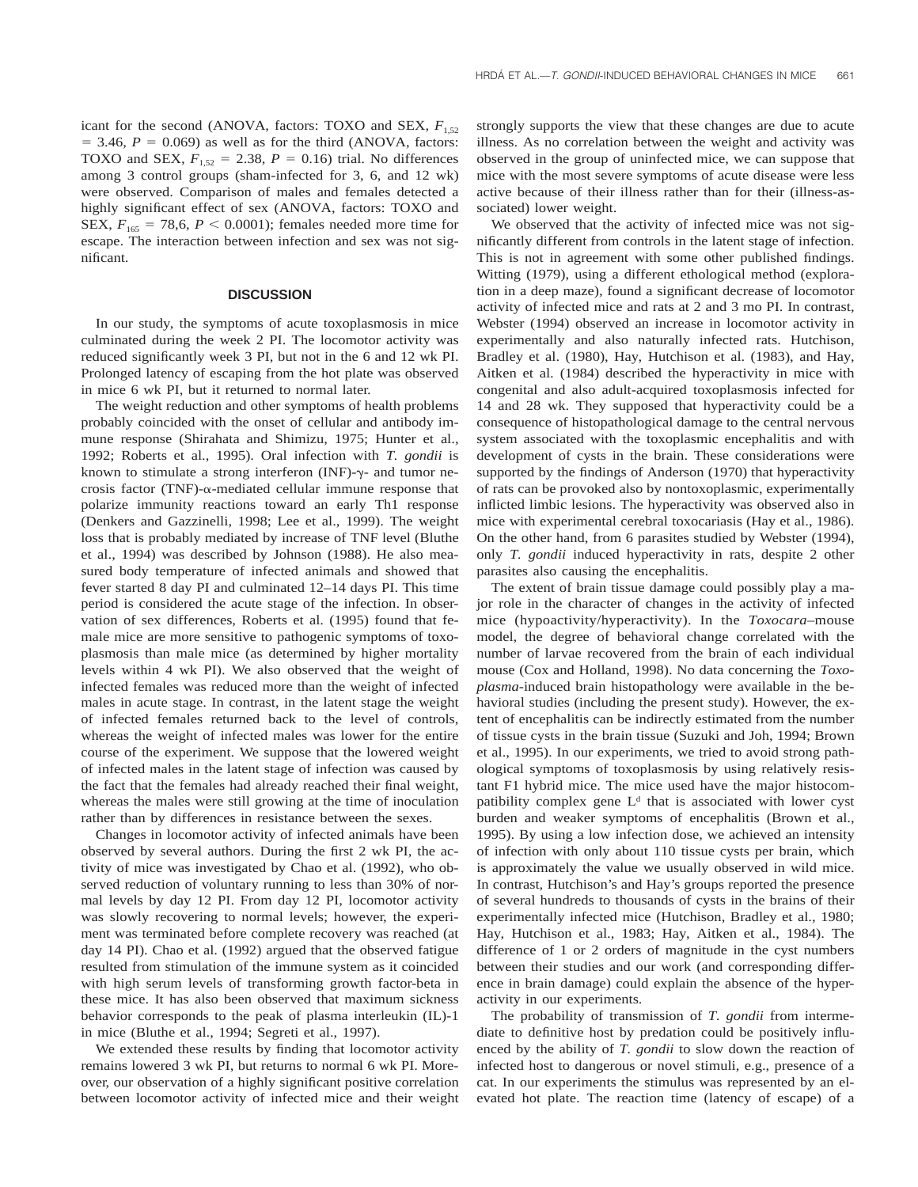icant for the second (ANOVA, factors: TOXO and SEX, $F_{1,52} = 3.46$, $P = 0.069$) as well as for the third (ANOVA, factors: TOXO and SEX, $F_{1,52} = 2.38$, $P = 0.16$) trial. No differences among 3 control groups (sham-infected for 3, 6, and 12 wk) were observed. Comparison of males and females detected a highly significant effect of sex (ANOVA, factors: TOXO and SEX, $F_{165} = 78,6$, $P < 0.0001$); females needed more time for escape. The interaction between infection and sex was not significant.

## DISCUSSION

In our study, the symptoms of acute toxoplasmosis in mice culminated during the week 2 PI. The locomotor activity was reduced significantly week 3 PI, but not in the 6 and 12 wk PI. Prolonged latency of escaping from the hot plate was observed in mice 6 wk PI, but it returned to normal later.

The weight reduction and other symptoms of health problems probably coincided with the onset of cellular and antibody immune response (Shirahata and Shimizu, 1975; Hunter et al., 1992; Roberts et al., 1995). Oral infection with *T. gondii* is known to stimulate a strong interferon (INF)-γ- and tumor necrosis factor (TNF)-α-mediated cellular immune response that polarize immunity reactions toward an early Th1 response (Denkers and Gazzinelli, 1998; Lee et al., 1999). The weight loss that is probably mediated by increase of TNF level (Bluthe et al., 1994) was described by Johnson (1988). He also measured body temperature of infected animals and showed that fever started 8 day PI and culminated 12–14 days PI. This time period is considered the acute stage of the infection. In observation of sex differences, Roberts et al. (1995) found that female mice are more sensitive to pathogenic symptoms of toxoplasmosis than male mice (as determined by higher mortality levels within 4 wk PI). We also observed that the weight of infected females was reduced more than the weight of infected males in acute stage. In contrast, in the latent stage the weight of infected females returned back to the level of controls, whereas the weight of infected males was lower for the entire course of the experiment. We suppose that the lowered weight of infected males in the latent stage of infection was caused by the fact that the females had already reached their final weight, whereas the males were still growing at the time of inoculation rather than by differences in resistance between the sexes.

Changes in locomotor activity of infected animals have been observed by several authors. During the first 2 wk PI, the activity of mice was investigated by Chao et al. (1992), who observed reduction of voluntary running to less than 30% of normal levels by day 12 PI. From day 12 PI, locomotor activity was slowly recovering to normal levels; however, the experiment was terminated before complete recovery was reached (at day 14 PI). Chao et al. (1992) argued that the observed fatigue resulted from stimulation of the immune system as it coincided with high serum levels of transforming growth factor-beta in these mice. It has also been observed that maximum sickness behavior corresponds to the peak of plasma interleukin (IL)-1 in mice (Bluthe et al., 1994; Segreti et al., 1997).

We extended these results by finding that locomotor activity remains lowered 3 wk PI, but returns to normal 6 wk PI. Moreover, our observation of a highly significant positive correlation between locomotor activity of infected mice and their weight strongly supports the view that these changes are due to acute illness. As no correlation between the weight and activity was observed in the group of uninfected mice, we can suppose that mice with the most severe symptoms of acute disease were less active because of their illness rather than for their (illness-associated) lower weight.

We observed that the activity of infected mice was not significantly different from controls in the latent stage of infection. This is not in agreement with some other published findings. Witting (1979), using a different ethological method (exploration in a deep maze), found a significant decrease of locomotor activity of infected mice and rats at 2 and 3 mo PI. In contrast, Webster (1994) observed an increase in locomotor activity in experimentally and also naturally infected rats. Hutchison, Bradley et al. (1980), Hay, Hutchison et al. (1983), and Hay, Aitken et al. (1984) described the hyperactivity in mice with congenital and also adult-acquired toxoplasmosis infected for 14 and 28 wk. They supposed that hyperactivity could be a consequence of histopathological damage to the central nervous system associated with the toxoplasmic encephalitis and with development of cysts in the brain. These considerations were supported by the findings of Anderson (1970) that hyperactivity of rats can be provoked also by nontoxoplasmic, experimentally inflicted limbic lesions. The hyperactivity was observed also in mice with experimental cerebral toxocariasis (Hay et al., 1986). On the other hand, from 6 parasites studied by Webster (1994), only *T. gondii* induced hyperactivity in rats, despite 2 other parasites also causing the encephalitis.

The extent of brain tissue damage could possibly play a major role in the character of changes in the activity of infected mice (hypoactivity/hyperactivity). In the *Toxocara*–mouse model, the degree of behavioral change correlated with the number of larvae recovered from the brain of each individual mouse (Cox and Holland, 1998). No data concerning the *Toxoplasma*-induced brain histopathology were available in the behavioral studies (including the present study). However, the extent of encephalitis can be indirectly estimated from the number of tissue cysts in the brain tissue (Suzuki and Joh, 1994; Brown et al., 1995). In our experiments, we tried to avoid strong pathological symptoms of toxoplasmosis by using relatively resistant F1 hybrid mice. The mice used have the major histocompatibility complex gene $L^d$ that is associated with lower cyst burden and weaker symptoms of encephalitis (Brown et al., 1995). By using a low infection dose, we achieved an intensity of infection with only about 110 tissue cysts per brain, which is approximately the value we usually observed in wild mice. In contrast, Hutchison's and Hay's groups reported the presence of several hundreds to thousands of cysts in the brains of their experimentally infected mice (Hutchison, Bradley et al., 1980; Hay, Hutchison et al., 1983; Hay, Aitken et al., 1984). The difference of 1 or 2 orders of magnitude in the cyst numbers between their studies and our work (and corresponding difference in brain damage) could explain the absence of the hyperactivity in our experiments.

The probability of transmission of *T. gondii* from intermediate to definitive host by predation could be positively influenced by the ability of *T. gondii* to slow down the reaction of infected host to dangerous or novel stimuli, e.g., presence of a cat. In our experiments the stimulus was represented by an elevated hot plate. The reaction time (latency of escape) of a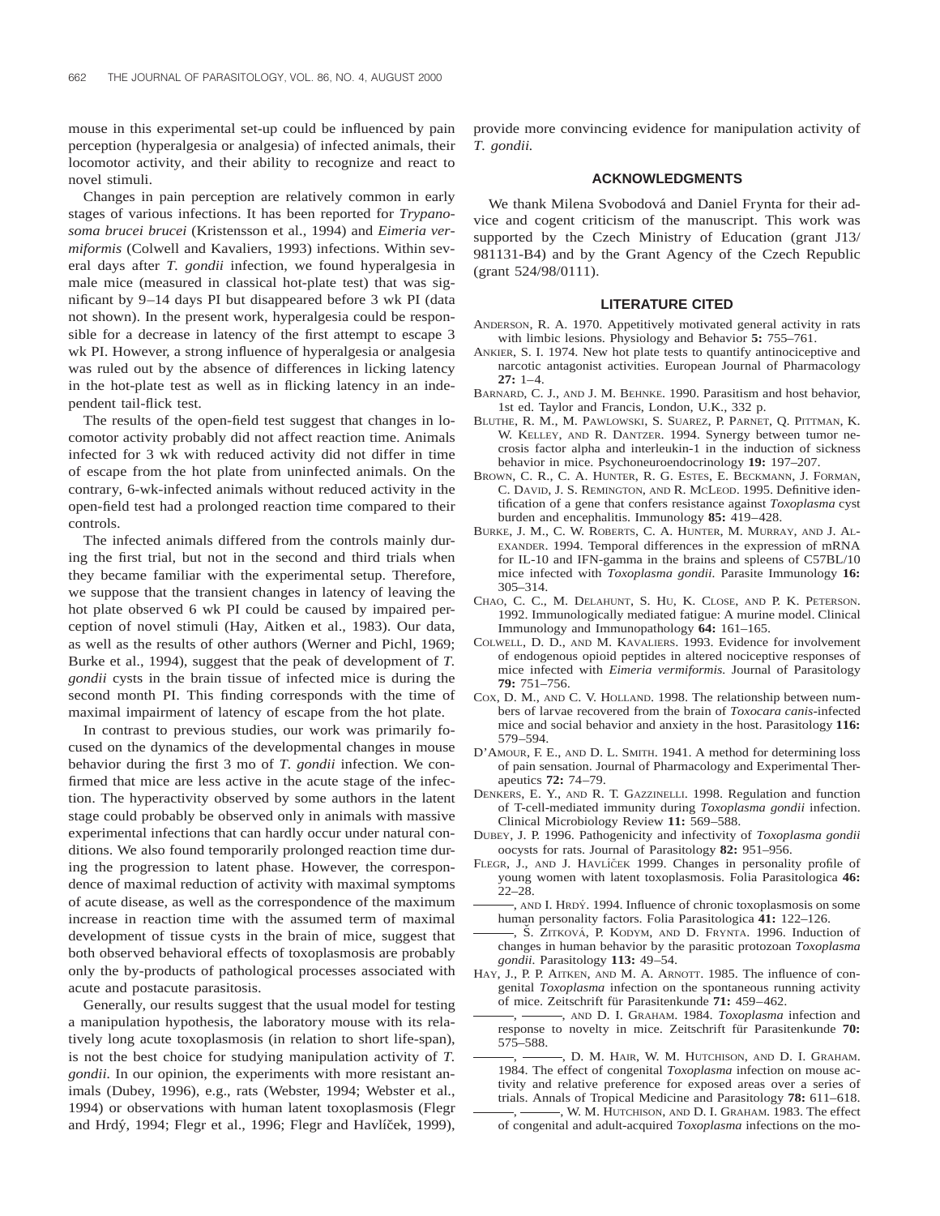mouse in this experimental set-up could be influenced by pain perception (hyperalgesia or analgesia) of infected animals, their locomotor activity, and their ability to recognize and react to novel stimuli.

Changes in pain perception are relatively common in early stages of various infections. It has been reported for *Trypanosoma brucei brucei* (Kristensson et al., 1994) and *Eimeria vermiformis* (Colwell and Kavaliers, 1993) infections. Within several days after *T. gondii* infection, we found hyperalgesia in male mice (measured in classical hot-plate test) that was significant by 9–14 days PI but disappeared before 3 wk PI (data not shown). In the present work, hyperalgesia could be responsible for a decrease in latency of the first attempt to escape 3 wk PI. However, a strong influence of hyperalgesia or analgesia was ruled out by the absence of differences in licking latency in the hot-plate test as well as in flicking latency in an independent tail-flick test.

The results of the open-field test suggest that changes in locomotor activity probably did not affect reaction time. Animals infected for 3 wk with reduced activity did not differ in time of escape from the hot plate from uninfected animals. On the contrary, 6-wk-infected animals without reduced activity in the open-field test had a prolonged reaction time compared to their controls.

The infected animals differed from the controls mainly during the first trial, but not in the second and third trials when they became familiar with the experimental setup. Therefore, we suppose that the transient changes in latency of leaving the hot plate observed 6 wk PI could be caused by impaired perception of novel stimuli (Hay, Aitken et al., 1983). Our data, as well as the results of other authors (Werner and Pichl, 1969; Burke et al., 1994), suggest that the peak of development of *T. gondii* cysts in the brain tissue of infected mice is during the second month PI. This finding corresponds with the time of maximal impairment of latency of escape from the hot plate.

In contrast to previous studies, our work was primarily focused on the dynamics of the developmental changes in mouse behavior during the first 3 mo of *T. gondii* infection. We confirmed that mice are less active in the acute stage of the infection. The hyperactivity observed by some authors in the latent stage could probably be observed only in animals with massive experimental infections that can hardly occur under natural conditions. We also found temporarily prolonged reaction time during the progression to latent phase. However, the correspondence of maximal reduction of activity with maximal symptoms of acute disease, as well as the correspondence of the maximum increase in reaction time with the assumed term of maximal development of tissue cysts in the brain of mice, suggest that both observed behavioral effects of toxoplasmosis are probably only the by-products of pathological processes associated with acute and postacute parasitosis.

Generally, our results suggest that the usual model for testing a manipulation hypothesis, the laboratory mouse with its relatively long acute toxoplasmosis (in relation to short life-span), is not the best choice for studying manipulation activity of *T. gondii.* In our opinion, the experiments with more resistant animals (Dubey, 1996), e.g., rats (Webster, 1994; Webster et al., 1994) or observations with human latent toxoplasmosis (Flegr and Hrdý, 1994; Flegr et al., 1996; Flegr and Havlíček, 1999), provide more convincing evidence for manipulation activity of *T. gondii.*

## ACKNOWLEDGMENTS

We thank Milena Svobodová and Daniel Frynta for their advice and cogent criticism of the manuscript. This work was supported by the Czech Ministry of Education (grant J13/981131-B4) and by the Grant Agency of the Czech Republic (grant 524/98/0111).

## LITERATURE CITED

ANDERSON, R. A. 1970. Appetitively motivated general activity in rats with limbic lesions. Physiology and Behavior **5:** 755–761.

ANKIER, S. I. 1974. New hot plate tests to quantify antinociceptive and narcotic antagonist activities. European Journal of Pharmacology **27:** 1–4.

BARNARD, C. J., AND J. M. BEHNKE. 1990. Parasitism and host behavior, 1st ed. Taylor and Francis, London, U.K., 332 p.

BLUTHE, R. M., M. PAWLOWSKI, S. SUAREZ, P. PARNET, Q. PITTMAN, K. W. KELLEY, AND R. DANTZER. 1994. Synergy between tumor necrosis factor alpha and interleukin-1 in the induction of sickness behavior in mice. Psychoneuroendocrinology **19:** 197–207.

BROWN, C. R., C. A. HUNTER, R. G. ESTES, E. BECKMANN, J. FORMAN, C. DAVID, J. S. REMINGTON, AND R. MCLEOD. 1995. Definitive identification of a gene that confers resistance against *Toxoplasma* cyst burden and encephalitis. Immunology **85:** 419–428.

BURKE, J. M., C. W. ROBERTS, C. A. HUNTER, M. MURRAY, AND J. ALEXANDER. 1994. Temporal differences in the expression of mRNA for IL-10 and IFN-gamma in the brains and spleens of C57BL/10 mice infected with *Toxoplasma gondii.* Parasite Immunology **16:** 305–314.

CHAO, C. C., M. DELAHUNT, S. HU, K. CLOSE, AND P. K. PETERSON. 1992. Immunologically mediated fatigue: A murine model. Clinical Immunology and Immunopathology **64:** 161–165.

COLWELL, D. D., AND M. KAVALIERS. 1993. Evidence for involvement of endogenous opioid peptides in altered nociceptive responses of mice infected with *Eimeria vermiformis.* Journal of Parasitology **79:** 751–756.

COX, D. M., AND C. V. HOLLAND. 1998. The relationship between numbers of larvae recovered from the brain of *Toxocara canis*-infected mice and social behavior and anxiety in the host. Parasitology **116:** 579–594.

D'AMOUR, F. E., AND D. L. SMITH. 1941. A method for determining loss of pain sensation. Journal of Pharmacology and Experimental Therapeutics **72:** 74–79.

DENKERS, E. Y., AND R. T. GAZZINELLI. 1998. Regulation and function of T-cell-mediated immunity during *Toxoplasma gondii* infection. Clinical Microbiology Review **11:** 569–588.

DUBEY, J. P. 1996. Pathogenicity and infectivity of *Toxoplasma gondii* oocysts for rats. Journal of Parasitology **82:** 951–956.

FLEGR, J., AND J. HAVLÍČEK 1999. Changes in personality profile of young women with latent toxoplasmosis. Folia Parasitologica **46:** 22–28.

———, AND I. HRDÝ. 1994. Influence of chronic toxoplasmosis on some human personality factors. Folia Parasitologica **41:** 122–126.

———, Š. ZITKOVÁ, P. KODYM, AND D. FRYNTA. 1996. Induction of changes in human behavior by the parasitic protozoan *Toxoplasma gondii.* Parasitology **113:** 49–54.

HAY, J., P. P. AITKEN, AND M. A. ARNOTT. 1985. The influence of congenital *Toxoplasma* infection on the spontaneous running activity of mice. Zeitschrift für Parasitenkunde **71:** 459–462.

———, ———, AND D. I. GRAHAM. 1984. *Toxoplasma* infection and response to novelty in mice. Zeitschrift für Parasitenkunde **70:** 575–588.

———, ———, D. M. HAIR, W. M. HUTCHISON, AND D. I. GRAHAM. 1984. The effect of congenital *Toxoplasma* infection on mouse activity and relative preference for exposed areas over a series of trials. Annals of Tropical Medicine and Parasitology **78:** 611–618.

———, ———, W. M. HUTCHISON, AND D. I. GRAHAM. 1983. The effect of congenital and adult-acquired *Toxoplasma* infections on the mo-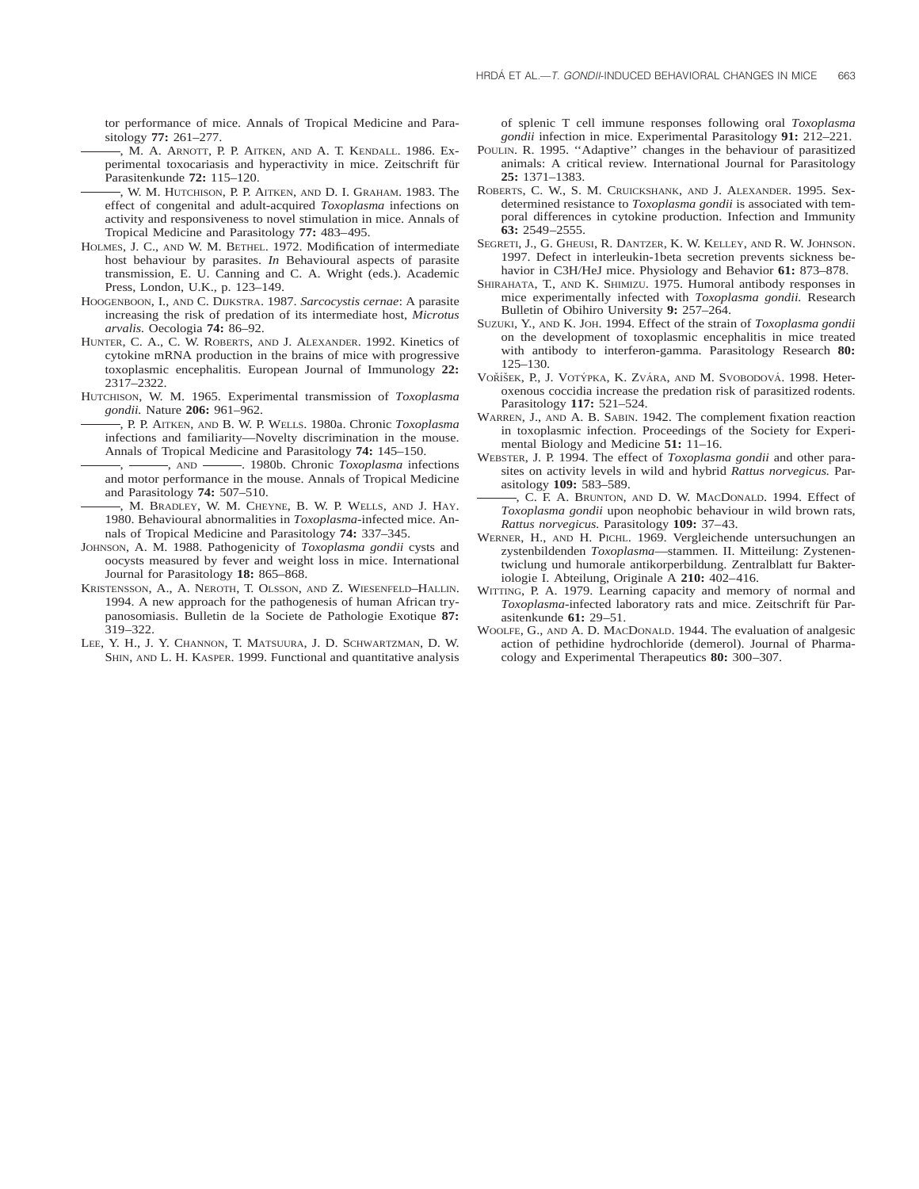tor performance of mice. Annals of Tropical Medicine and Parasitology **77:** 261–277.

———, M. A. Arnott, P. P. Aitken, and A. T. Kendall. 1986. Experimental toxocariasis and hyperactivity in mice. Zeitschrift für Parasitenkunde **72:** 115–120.

———, W. M. Hutchison, P. P. Aitken, and D. I. Graham. 1983. The effect of congenital and adult-acquired *Toxoplasma* infections on activity and responsiveness to novel stimulation in mice. Annals of Tropical Medicine and Parasitology **77:** 483–495.

Holmes, J. C., and W. M. Bethel. 1972. Modification of intermediate host behaviour by parasites. *In* Behavioural aspects of parasite transmission, E. U. Canning and C. A. Wright (eds.). Academic Press, London, U.K., p. 123–149.

Hoogenboon, I., and C. Dijkstra. 1987. *Sarcocystis cernae*: A parasite increasing the risk of predation of its intermediate host, *Microtus arvalis.* Oecologia **74:** 86–92.

Hunter, C. A., C. W. Roberts, and J. Alexander. 1992. Kinetics of cytokine mRNA production in the brains of mice with progressive toxoplasmic encephalitis. European Journal of Immunology **22:** 2317–2322.

Hutchison, W. M. 1965. Experimental transmission of *Toxoplasma gondii.* Nature **206:** 961–962.

———, P. P. Aitken, and B. W. P. Wells. 1980a. Chronic *Toxoplasma* infections and familiarity—Novelty discrimination in the mouse. Annals of Tropical Medicine and Parasitology **74:** 145–150.

———, ———, and ———. 1980b. Chronic *Toxoplasma* infections and motor performance in the mouse. Annals of Tropical Medicine and Parasitology **74:** 507–510.

———, M. Bradley, W. M. Cheyne, B. W. P. Wells, and J. Hay. 1980. Behavioural abnormalities in *Toxoplasma*-infected mice. Annals of Tropical Medicine and Parasitology **74:** 337–345.

Johnson, A. M. 1988. Pathogenicity of *Toxoplasma gondii* cysts and oocysts measured by fever and weight loss in mice. International Journal for Parasitology **18:** 865–868.

Kristensson, A., A. Neroth, T. Olsson, and Z. Wiesenfeld–Hallin. 1994. A new approach for the pathogenesis of human African trypanosomiasis. Bulletin de la Societe de Pathologie Exotique **87:** 319–322.

Lee, Y. H., J. Y. Channon, T. Matsuura, J. D. Schwartzman, D. W. Shin, and L. H. Kasper. 1999. Functional and quantitative analysis of splenic T cell immune responses following oral *Toxoplasma gondii* infection in mice. Experimental Parasitology **91:** 212–221.

Poulin. R. 1995. ''Adaptive'' changes in the behaviour of parasitized animals: A critical review. International Journal for Parasitology **25:** 1371–1383.

Roberts, C. W., S. M. Cruickshank, and J. Alexander. 1995. Sex-determined resistance to *Toxoplasma gondii* is associated with temporal differences in cytokine production. Infection and Immunity **63:** 2549–2555.

Segreti, J., G. Gheusi, R. Dantzer, K. W. Kelley, and R. W. Johnson. 1997. Defect in interleukin-1beta secretion prevents sickness behavior in C3H/HeJ mice. Physiology and Behavior **61:** 873–878.

Shirahata, T., and K. Shimizu. 1975. Humoral antibody responses in mice experimentally infected with *Toxoplasma gondii.* Research Bulletin of Obihiro University **9:** 257–264.

Suzuki, Y., and K. Joh. 1994. Effect of the strain of *Toxoplasma gondii* on the development of toxoplasmic encephalitis in mice treated with antibody to interferon-gamma. Parasitology Research **80:** 125–130.

Voříšek, P., J. Votýpka, K. Zvára, and M. Svobodová. 1998. Heteroxenous coccidia increase the predation risk of parasitized rodents. Parasitology **117:** 521–524.

Warren, J., and A. B. Sabin. 1942. The complement fixation reaction in toxoplasmic infection. Proceedings of the Society for Experimental Biology and Medicine **51:** 11–16.

Webster, J. P. 1994. The effect of *Toxoplasma gondii* and other parasites on activity levels in wild and hybrid *Rattus norvegicus.* Parasitology **109:** 583–589.

———, C. F. A. Brunton, and D. W. MacDonald. 1994. Effect of *Toxoplasma gondii* upon neophobic behaviour in wild brown rats, *Rattus norvegicus.* Parasitology **109:** 37–43.

Werner, H., and H. Pichl. 1969. Vergleichende untersuchungen an zystenbildenden *Toxoplasma*—stammen. II. Mitteilung: Zystenentwiclung und humorale antikorperbildung. Zentralblatt fur Bakteriologie I. Abteilung, Originale A **210:** 402–416.

Witting, P. A. 1979. Learning capacity and memory of normal and *Toxoplasma*-infected laboratory rats and mice. Zeitschrift für Parasitenkunde **61:** 29–51.

Woolfe, G., and A. D. MacDonald. 1944. The evaluation of analgesic action of pethidine hydrochloride (demerol). Journal of Pharmacology and Experimental Therapeutics **80:** 300–307.